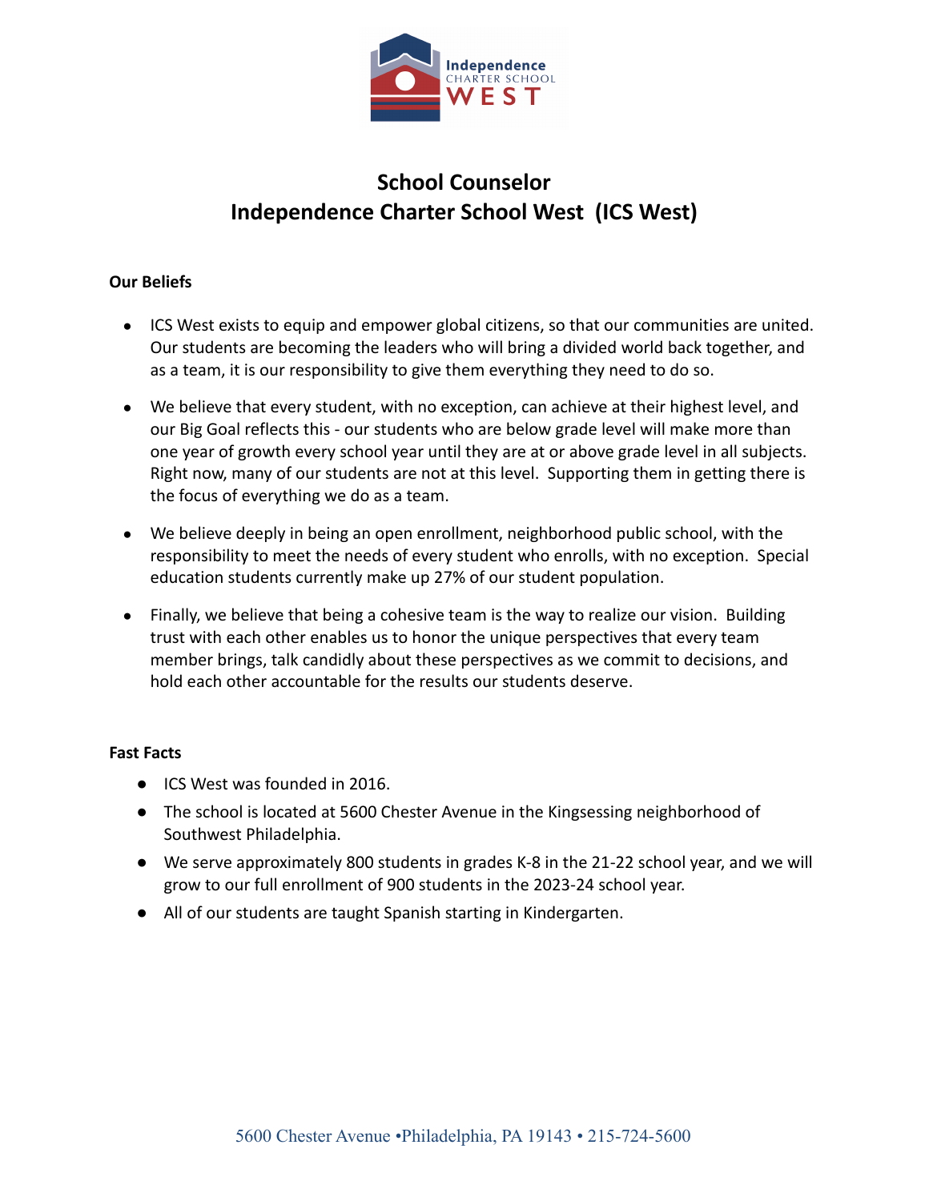# School Counselor
# Independence Charter School West (ICS West)

**Our Beliefs**

- ICS West exists to equip and empower global citizens, so that our communities are united. Our students are becoming the leaders who will bring a divided world back together, and as a team, it is our responsibility to give them everything they need to do so.
- We believe that every student, with no exception, can achieve at their highest level, and our Big Goal reflects this - our students who are below grade level will make more than one year of growth every school year until they are at or above grade level in all subjects. Right now, many of our students are not at this level. Supporting them in getting there is the focus of everything we do as a team.
- We believe deeply in being an open enrollment, neighborhood public school, with the responsibility to meet the needs of every student who enrolls, with no exception. Special education students currently make up 27% of our student population.
- Finally, we believe that being a cohesive team is the way to realize our vision. Building trust with each other enables us to honor the unique perspectives that every team member brings, talk candidly about these perspectives as we commit to decisions, and hold each other accountable for the results our students deserve.

**Fast Facts**

- ICS West was founded in 2016.
- The school is located at 5600 Chester Avenue in the Kingsessing neighborhood of Southwest Philadelphia.
- We serve approximately 800 students in grades K-8 in the 21-22 school year, and we will grow to our full enrollment of 900 students in the 2023-24 school year.
- All of our students are taught Spanish starting in Kindergarten.

5600 Chester Avenue •Philadelphia, PA 19143 • 215-724-5600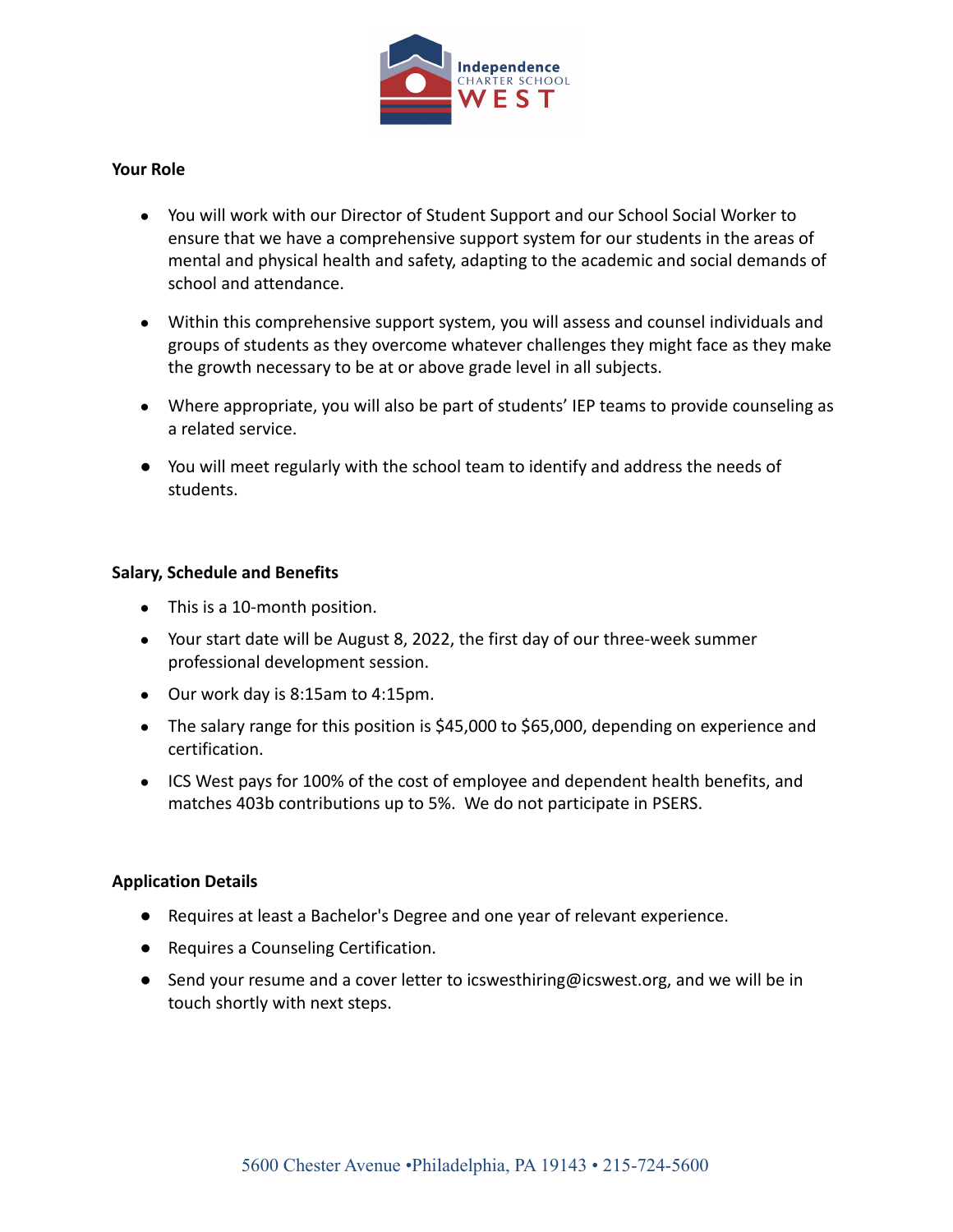## Your Role

- You will work with our Director of Student Support and our School Social Worker to ensure that we have a comprehensive support system for our students in the areas of mental and physical health and safety, adapting to the academic and social demands of school and attendance.
- Within this comprehensive support system, you will assess and counsel individuals and groups of students as they overcome whatever challenges they might face as they make the growth necessary to be at or above grade level in all subjects.
- Where appropriate, you will also be part of students' IEP teams to provide counseling as a related service.
- You will meet regularly with the school team to identify and address the needs of students.

## Salary, Schedule and Benefits

- This is a 10-month position.
- Your start date will be August 8, 2022, the first day of our three-week summer professional development session.
- Our work day is 8:15am to 4:15pm.
- The salary range for this position is $45,000 to $65,000, depending on experience and certification.
- ICS West pays for 100% of the cost of employee and dependent health benefits, and matches 403b contributions up to 5%. We do not participate in PSERS.

## Application Details

- Requires at least a Bachelor's Degree and one year of relevant experience.
- Requires a Counseling Certification.
- Send your resume and a cover letter to icswesthiring@icswest.org, and we will be in touch shortly with next steps.